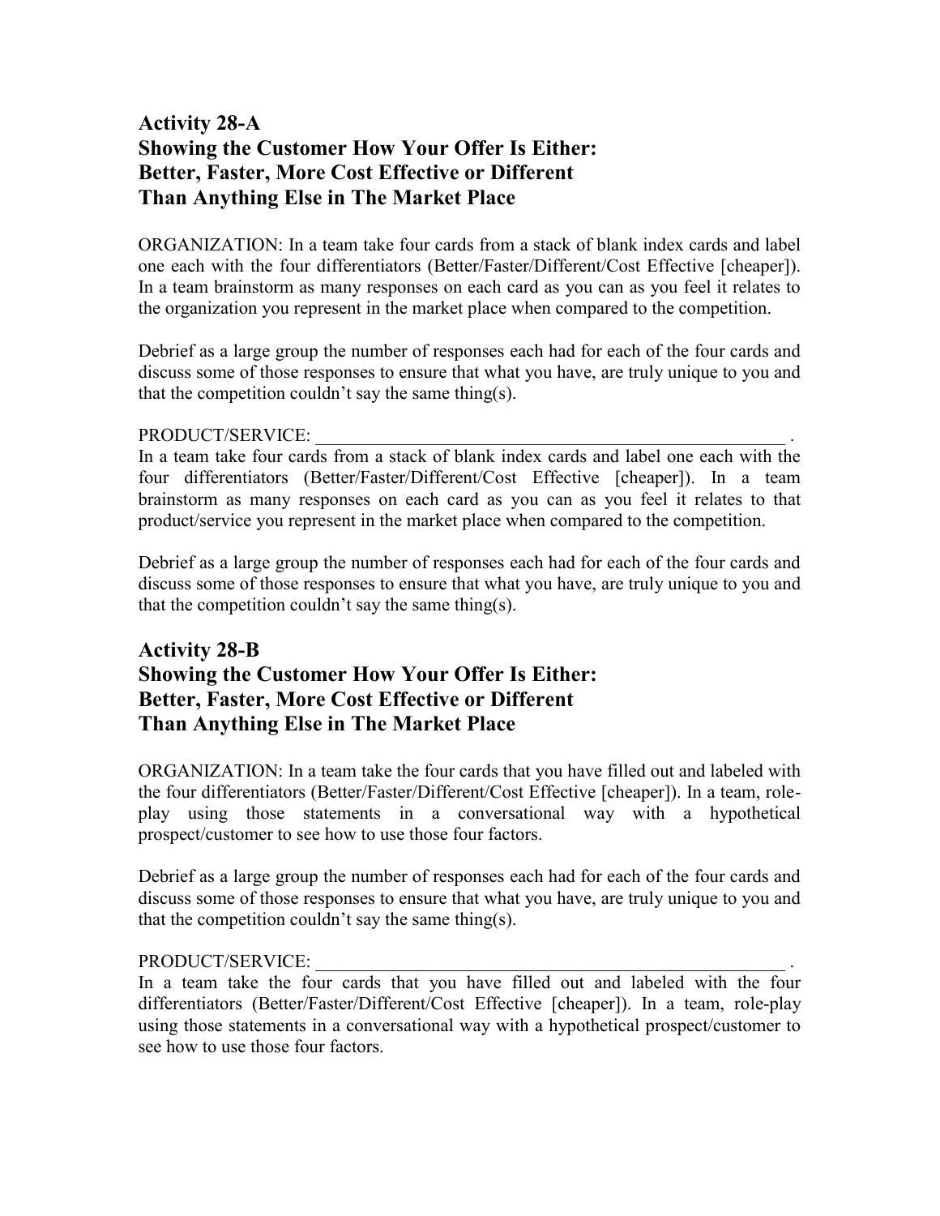## Activity 28-A
## Showing the Customer How Your Offer Is Either: Better, Faster, More Cost Effective or Different Than Anything Else in The Market Place

ORGANIZATION: In a team take four cards from a stack of blank index cards and label one each with the four differentiators (Better/Faster/Different/Cost Effective [cheaper]). In a team brainstorm as many responses on each card as you can as you feel it relates to the organization you represent in the market place when compared to the competition.

Debrief as a large group the number of responses each had for each of the four cards and discuss some of those responses to ensure that what you have, are truly unique to you and that the competition couldn't say the same thing(s).

PRODUCT/SERVICE: ______________________________________________________ .
In a team take four cards from a stack of blank index cards and label one each with the four differentiators (Better/Faster/Different/Cost Effective [cheaper]). In a team brainstorm as many responses on each card as you can as you feel it relates to that product/service you represent in the market place when compared to the competition.

Debrief as a large group the number of responses each had for each of the four cards and discuss some of those responses to ensure that what you have, are truly unique to you and that the competition couldn't say the same thing(s).

## Activity 28-B
## Showing the Customer How Your Offer Is Either: Better, Faster, More Cost Effective or Different Than Anything Else in The Market Place

ORGANIZATION: In a team take the four cards that you have filled out and labeled with the four differentiators (Better/Faster/Different/Cost Effective [cheaper]). In a team, role-play using those statements in a conversational way with a hypothetical prospect/customer to see how to use those four factors.

Debrief as a large group the number of responses each had for each of the four cards and discuss some of those responses to ensure that what you have, are truly unique to you and that the competition couldn't say the same thing(s).

PRODUCT/SERVICE: ______________________________________________________ .
In a team take the four cards that you have filled out and labeled with the four differentiators (Better/Faster/Different/Cost Effective [cheaper]). In a team, role-play using those statements in a conversational way with a hypothetical prospect/customer to see how to use those four factors.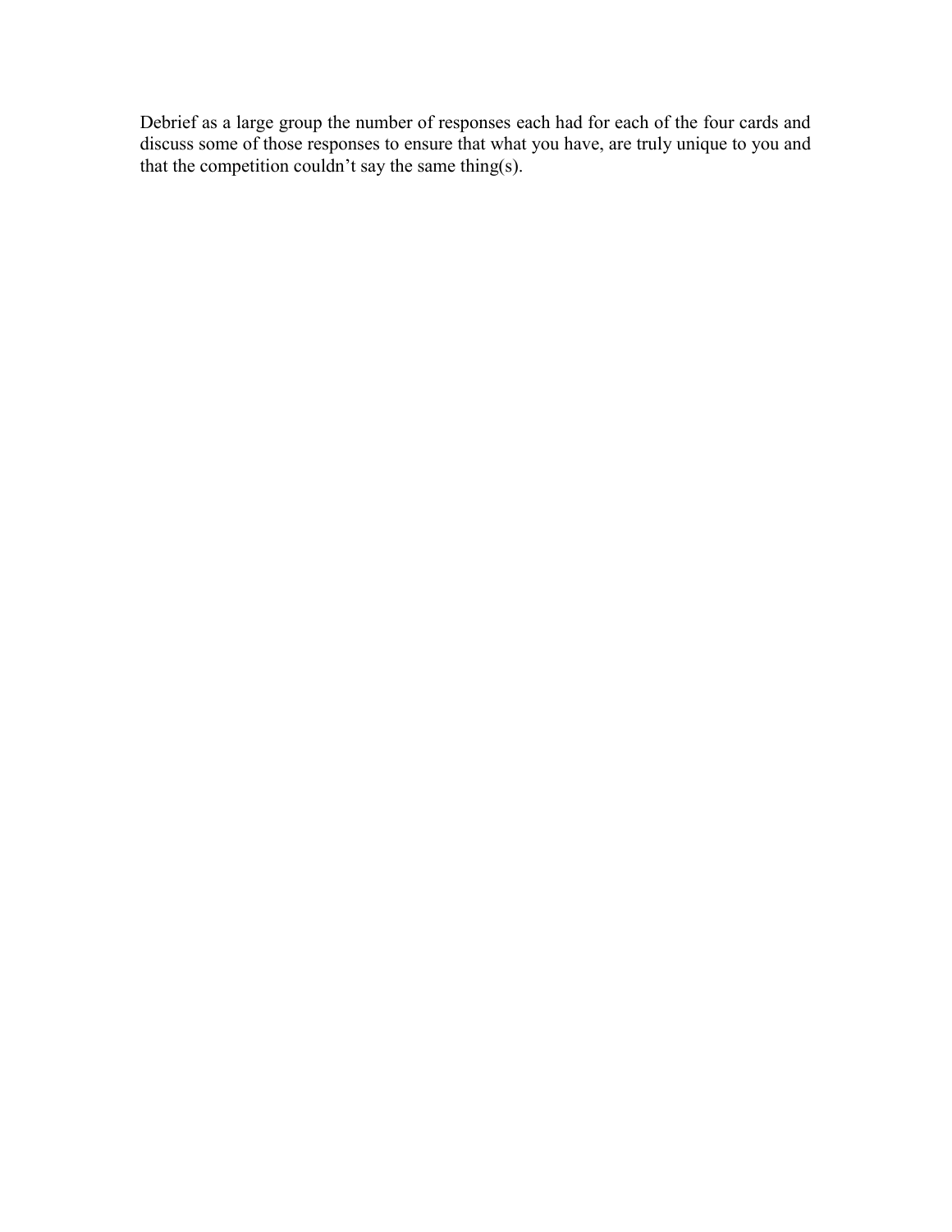Debrief as a large group the number of responses each had for each of the four cards and discuss some of those responses to ensure that what you have, are truly unique to you and that the competition couldn't say the same thing(s).